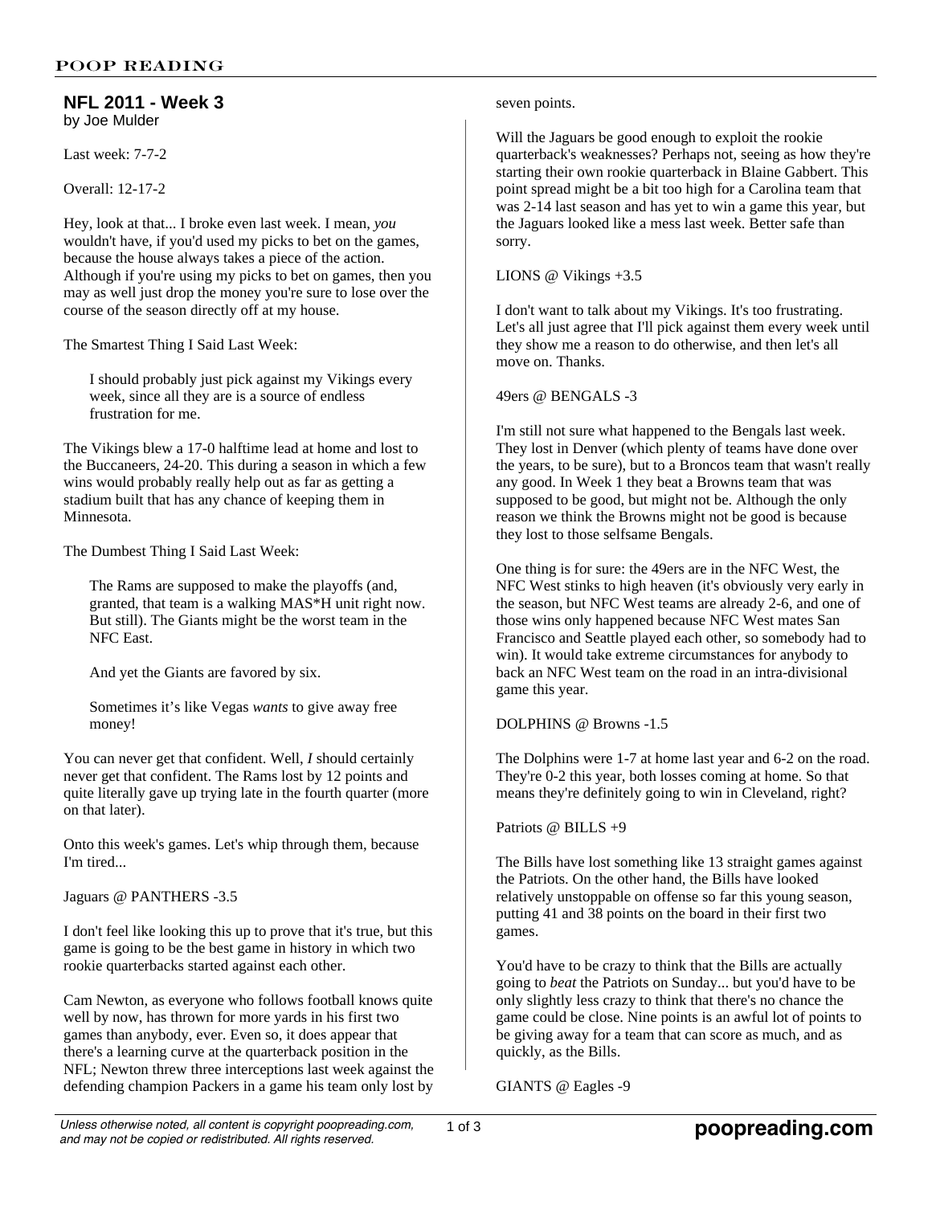## NFL 2011 - Week 3

by Joe Mulder

Last week: 7-7-2

Overall: 12-17-2

Hey, look at that... I broke even last week. I mean, *you* wouldn't have, if you'd used my picks to bet on the games, because the house always takes a piece of the action. Although if you're using my picks to bet on games, then you may as well just drop the money you're sure to lose over the course of the season directly off at my house.

The Smartest Thing I Said Last Week:

> I should probably just pick against my Vikings every week, since all they are is a source of endless frustration for me.

The Vikings blew a 17-0 halftime lead at home and lost to the Buccaneers, 24-20. This during a season in which a few wins would probably really help out as far as getting a stadium built that has any chance of keeping them in Minnesota.

The Dumbest Thing I Said Last Week:

> The Rams are supposed to make the playoffs (and, granted, that team is a walking MAS*H unit right now. But still). The Giants might be the worst team in the NFC East.
>
> And yet the Giants are favored by six.
>
> Sometimes it's like Vegas *wants* to give away free money!

You can never get that confident. Well, *I* should certainly never get that confident. The Rams lost by 12 points and quite literally gave up trying late in the fourth quarter (more on that later).

Onto this week's games. Let's whip through them, because I'm tired...

Jaguars @ PANTHERS -3.5

I don't feel like looking this up to prove that it's true, but this game is going to be the best game in history in which two rookie quarterbacks started against each other.

Cam Newton, as everyone who follows football knows quite well by now, has thrown for more yards in his first two games than anybody, ever. Even so, it does appear that there's a learning curve at the quarterback position in the NFL; Newton threw three interceptions last week against the defending champion Packers in a game his team only lost by seven points.

Will the Jaguars be good enough to exploit the rookie quarterback's weaknesses? Perhaps not, seeing as how they're starting their own rookie quarterback in Blaine Gabbert. This point spread might be a bit too high for a Carolina team that was 2-14 last season and has yet to win a game this year, but the Jaguars looked like a mess last week. Better safe than sorry.

LIONS @ Vikings +3.5

I don't want to talk about my Vikings. It's too frustrating. Let's all just agree that I'll pick against them every week until they show me a reason to do otherwise, and then let's all move on. Thanks.

49ers @ BENGALS -3

I'm still not sure what happened to the Bengals last week. They lost in Denver (which plenty of teams have done over the years, to be sure), but to a Broncos team that wasn't really any good. In Week 1 they beat a Browns team that was supposed to be good, but might not be. Although the only reason we think the Browns might not be good is because they lost to those selfsame Bengals.

One thing is for sure: the 49ers are in the NFC West, the NFC West stinks to high heaven (it's obviously very early in the season, but NFC West teams are already 2-6, and one of those wins only happened because NFC West mates San Francisco and Seattle played each other, so somebody had to win). It would take extreme circumstances for anybody to back an NFC West team on the road in an intra-divisional game this year.

DOLPHINS @ Browns -1.5

The Dolphins were 1-7 at home last year and 6-2 on the road. They're 0-2 this year, both losses coming at home. So that means they're definitely going to win in Cleveland, right?

Patriots @ BILLS +9

The Bills have lost something like 13 straight games against the Patriots. On the other hand, the Bills have looked relatively unstoppable on offense so far this young season, putting 41 and 38 points on the board in their first two games.

You'd have to be crazy to think that the Bills are actually going to *beat* the Patriots on Sunday... but you'd have to be only slightly less crazy to think that there's no chance the game could be close. Nine points is an awful lot of points to be giving away for a team that can score as much, and as quickly, as the Bills.

GIANTS @ Eagles -9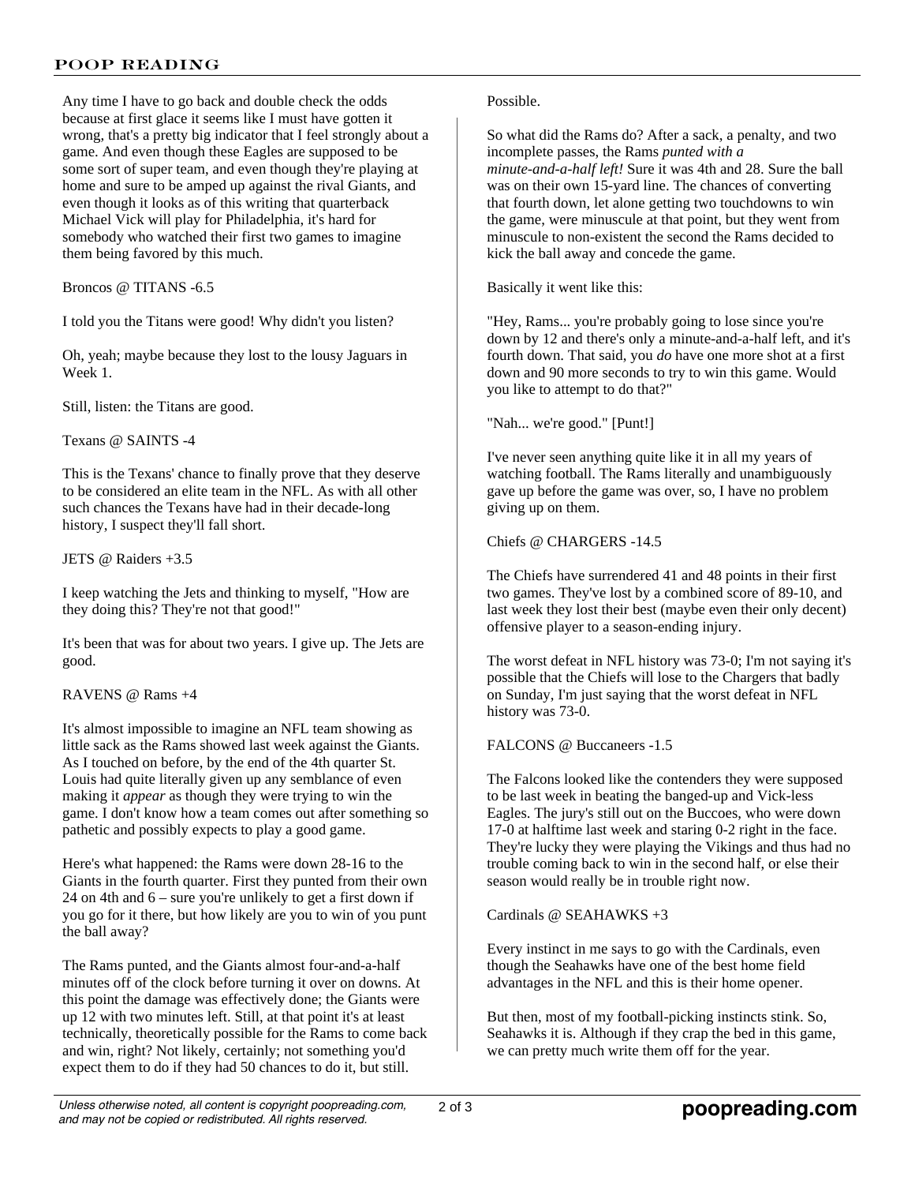Any time I have to go back and double check the odds because at first glace it seems like I must have gotten it wrong, that's a pretty big indicator that I feel strongly about a game. And even though these Eagles are supposed to be some sort of super team, and even though they're playing at home and sure to be amped up against the rival Giants, and even though it looks as of this writing that quarterback Michael Vick will play for Philadelphia, it's hard for somebody who watched their first two games to imagine them being favored by this much.

Broncos @ TITANS -6.5

I told you the Titans were good! Why didn't you listen?

Oh, yeah; maybe because they lost to the lousy Jaguars in Week 1.

Still, listen: the Titans are good.

Texans @ SAINTS -4

This is the Texans' chance to finally prove that they deserve to be considered an elite team in the NFL. As with all other such chances the Texans have had in their decade-long history, I suspect they'll fall short.

JETS @ Raiders +3.5

I keep watching the Jets and thinking to myself, "How are they doing this? They're not that good!"

It's been that was for about two years. I give up. The Jets are good.

RAVENS @ Rams +4

It's almost impossible to imagine an NFL team showing as little sack as the Rams showed last week against the Giants. As I touched on before, by the end of the 4th quarter St. Louis had quite literally given up any semblance of even making it *appear* as though they were trying to win the game. I don't know how a team comes out after something so pathetic and possibly expects to play a good game.

Here's what happened: the Rams were down 28-16 to the Giants in the fourth quarter. First they punted from their own 24 on 4th and 6 – sure you're unlikely to get a first down if you go for it there, but how likely are you to win of you punt the ball away?

The Rams punted, and the Giants almost four-and-a-half minutes off of the clock before turning it over on downs. At this point the damage was effectively done; the Giants were up 12 with two minutes left. Still, at that point it's at least technically, theoretically possible for the Rams to come back and win, right? Not likely, certainly; not something you'd expect them to do if they had 50 chances to do it, but still. Possible.

So what did the Rams do? After a sack, a penalty, and two incomplete passes, the Rams *punted with a minute-and-a-half left!* Sure it was 4th and 28. Sure the ball was on their own 15-yard line. The chances of converting that fourth down, let alone getting two touchdowns to win the game, were minuscule at that point, but they went from minuscule to non-existent the second the Rams decided to kick the ball away and concede the game.

Basically it went like this:

"Hey, Rams... you're probably going to lose since you're down by 12 and there's only a minute-and-a-half left, and it's fourth down. That said, you *do* have one more shot at a first down and 90 more seconds to try to win this game. Would you like to attempt to do that?"

"Nah... we're good." [Punt!]

I've never seen anything quite like it in all my years of watching football. The Rams literally and unambiguously gave up before the game was over, so, I have no problem giving up on them.

Chiefs @ CHARGERS -14.5

The Chiefs have surrendered 41 and 48 points in their first two games. They've lost by a combined score of 89-10, and last week they lost their best (maybe even their only decent) offensive player to a season-ending injury.

The worst defeat in NFL history was 73-0; I'm not saying it's possible that the Chiefs will lose to the Chargers that badly on Sunday, I'm just saying that the worst defeat in NFL history was 73-0.

FALCONS @ Buccaneers -1.5

The Falcons looked like the contenders they were supposed to be last week in beating the banged-up and Vick-less Eagles. The jury's still out on the Buccoes, who were down 17-0 at halftime last week and staring 0-2 right in the face. They're lucky they were playing the Vikings and thus had no trouble coming back to win in the second half, or else their season would really be in trouble right now.

Cardinals @ SEAHAWKS +3

Every instinct in me says to go with the Cardinals, even though the Seahawks have one of the best home field advantages in the NFL and this is their home opener.

But then, most of my football-picking instincts stink. So, Seahawks it is. Although if they crap the bed in this game, we can pretty much write them off for the year.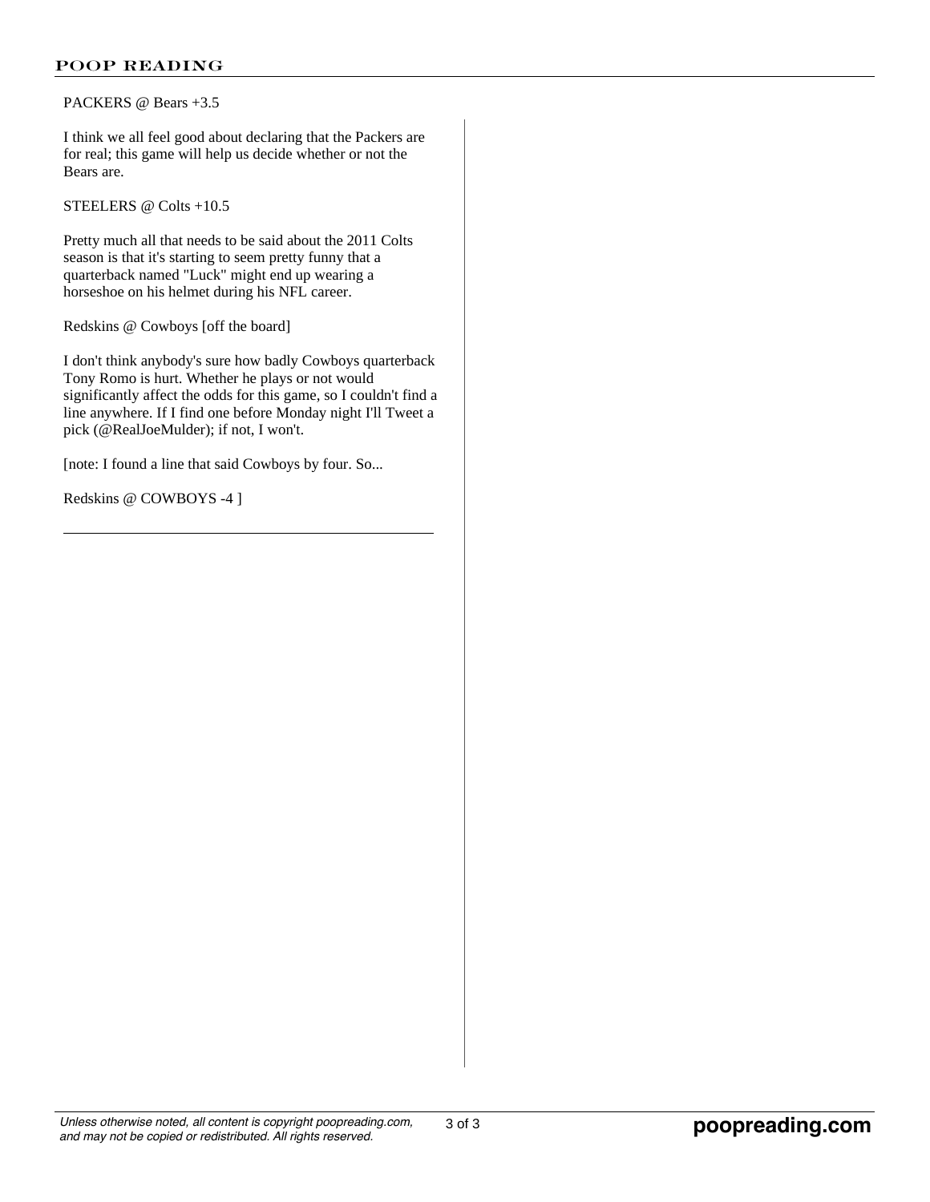PACKERS @ Bears +3.5

I think we all feel good about declaring that the Packers are for real; this game will help us decide whether or not the Bears are.

STEELERS @ Colts +10.5

Pretty much all that needs to be said about the 2011 Colts season is that it's starting to seem pretty funny that a quarterback named "Luck" might end up wearing a horseshoe on his helmet during his NFL career.

Redskins @ Cowboys [off the board]

I don't think anybody's sure how badly Cowboys quarterback Tony Romo is hurt. Whether he plays or not would significantly affect the odds for this game, so I couldn't find a line anywhere. If I find one before Monday night I'll Tweet a pick (@RealJoeMulder); if not, I won't.

[note: I found a line that said Cowboys by four. So...

Redskins @ COWBOYS -4 ]

---